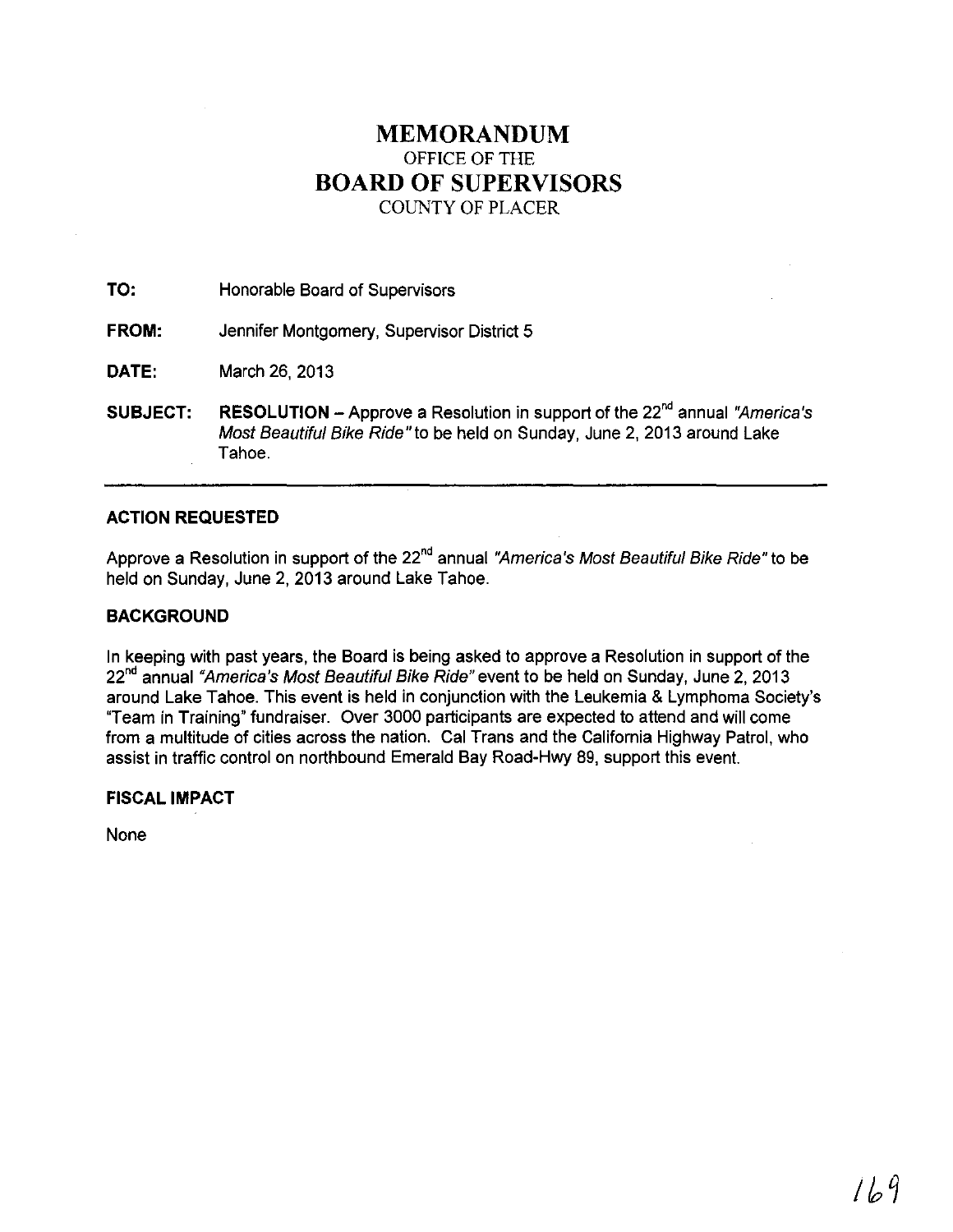# MEMORANDUM
OFFICE OF THE
# BOARD OF SUPERVISORS
COUNTY OF PLACER

**TO:** Honorable Board of Supervisors

**FROM:** Jennifer Montgomery, Supervisor District 5

**DATE:** March 26, 2013

**SUBJECT:** **RESOLUTION** – Approve a Resolution in support of the 22nd annual *"America's Most Beautiful Bike Ride"* to be held on Sunday, June 2, 2013 around Lake Tahoe.

---

## ACTION REQUESTED

Approve a Resolution in support of the 22nd annual *"America's Most Beautiful Bike Ride"* to be held on Sunday, June 2, 2013 around Lake Tahoe.

## BACKGROUND

In keeping with past years, the Board is being asked to approve a Resolution in support of the 22nd annual *"America's Most Beautiful Bike Ride"* event to be held on Sunday, June 2, 2013 around Lake Tahoe. This event is held in conjunction with the Leukemia & Lymphoma Society's "Team in Training" fundraiser. Over 3000 participants are expected to attend and will come from a multitude of cities across the nation. Cal Trans and the California Highway Patrol, who assist in traffic control on northbound Emerald Bay Road-Hwy 89, support this event.

## FISCAL IMPACT

None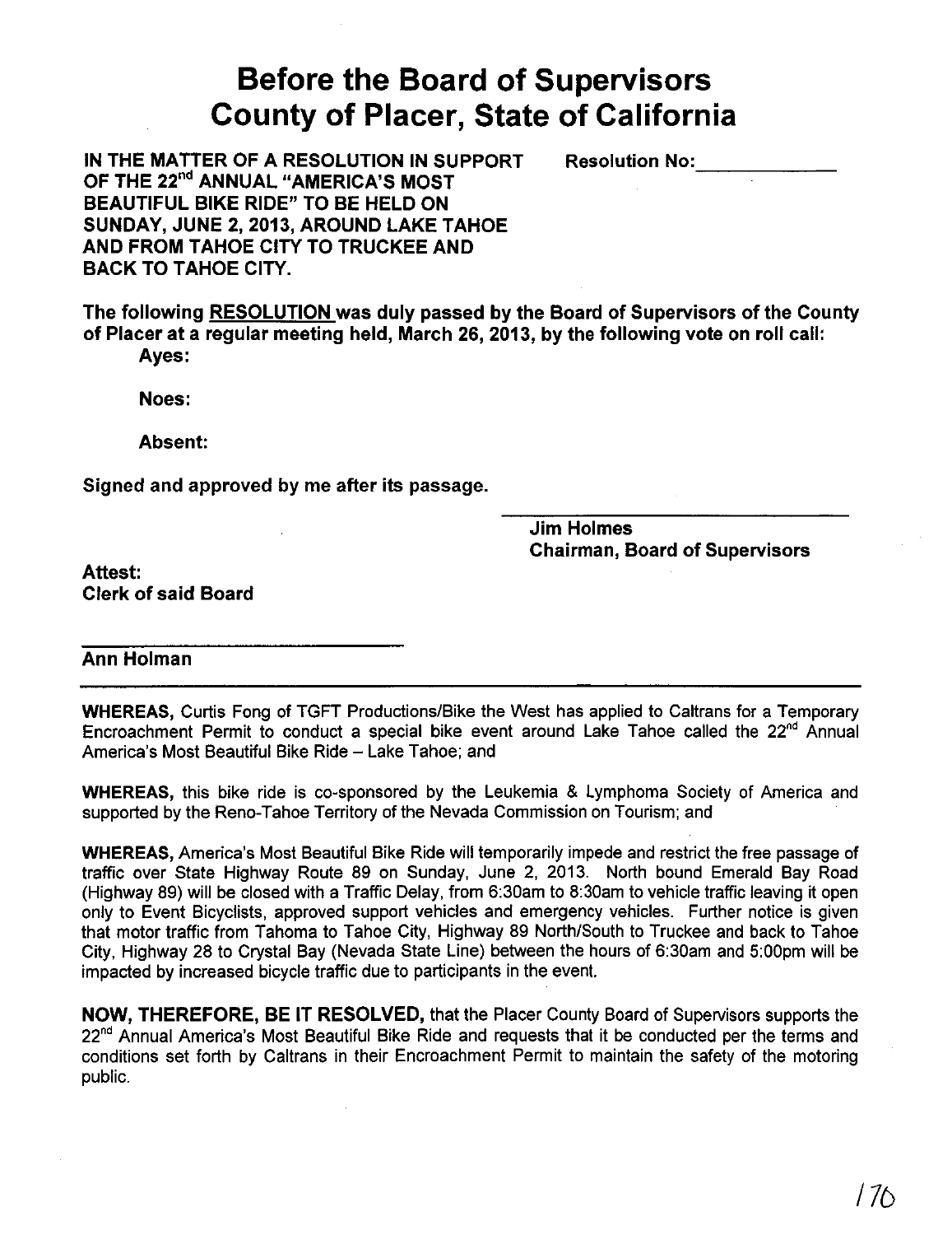# Before the Board of Supervisors County of Placer, State of California

**IN THE MATTER OF A RESOLUTION IN SUPPORT OF THE 22nd ANNUAL "AMERICA'S MOST BEAUTIFUL BIKE RIDE" TO BE HELD ON SUNDAY, JUNE 2, 2013, AROUND LAKE TAHOE AND FROM TAHOE CITY TO TRUCKEE AND BACK TO TAHOE CITY.**

**Resolution No:\_\_\_\_\_\_\_\_\_\_\_\_**

**The following <u>RESOLUTION</u> was duly passed by the Board of Supervisors of the County of Placer at a regular meeting held, March 26, 2013, by the following vote on roll call:**

**Ayes:**

**Noes:**

**Absent:**

**Signed and approved by me after its passage.**

\_\_\_\_\_\_\_\_\_\_\_\_\_\_\_\_\_\_\_\_\_\_\_\_\_\_\_\_
**Jim Holmes**
**Chairman, Board of Supervisors**

**Attest:**
**Clerk of said Board**

\_\_\_\_\_\_\_\_\_\_\_\_\_\_\_\_\_\_\_\_\_\_\_\_\_\_\_\_
**Ann Holman**

---

**WHEREAS,** Curtis Fong of TGFT Productions/Bike the West has applied to Caltrans for a Temporary Encroachment Permit to conduct a special bike event around Lake Tahoe called the 22nd Annual America's Most Beautiful Bike Ride – Lake Tahoe; and

**WHEREAS,** this bike ride is co-sponsored by the Leukemia & Lymphoma Society of America and supported by the Reno-Tahoe Territory of the Nevada Commission on Tourism; and

**WHEREAS,** America's Most Beautiful Bike Ride will temporarily impede and restrict the free passage of traffic over State Highway Route 89 on Sunday, June 2, 2013. North bound Emerald Bay Road (Highway 89) will be closed with a Traffic Delay, from 6:30am to 8:30am to vehicle traffic leaving it open only to Event Bicyclists, approved support vehicles and emergency vehicles. Further notice is given that motor traffic from Tahoma to Tahoe City, Highway 89 North/South to Truckee and back to Tahoe City, Highway 28 to Crystal Bay (Nevada State Line) between the hours of 6:30am and 5:00pm will be impacted by increased bicycle traffic due to participants in the event.

**NOW, THEREFORE, BE IT RESOLVED,** that the Placer County Board of Supervisors supports the 22nd Annual America's Most Beautiful Bike Ride and requests that it be conducted per the terms and conditions set forth by Caltrans in their Encroachment Permit to maintain the safety of the motoring public.